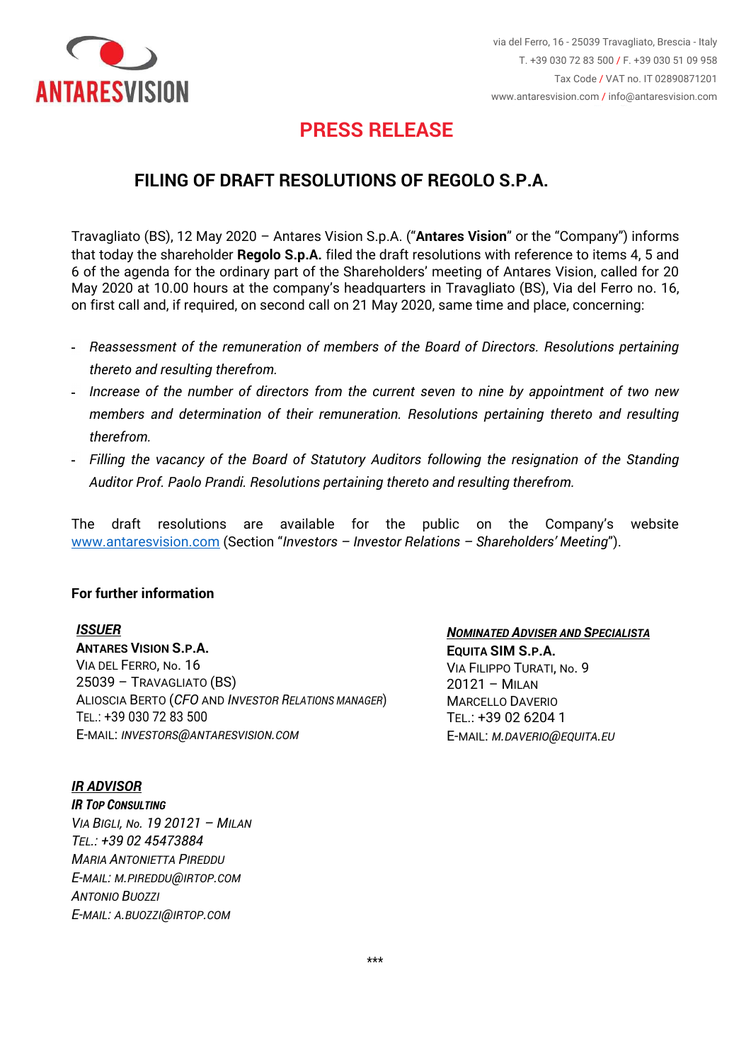ANTARESVISION

via del Ferro, 16 - 25039 Travagliato, Brescia - Italy
T. +39 030 72 83 500 / F. +39 030 51 09 958
Tax Code / VAT no. IT 02890871201
www.antaresvision.com / info@antaresvision.com

# PRESS RELEASE

## FILING OF DRAFT RESOLUTIONS OF REGOLO S.P.A.

Travagliato (BS), 12 May 2020 – Antares Vision S.p.A. ("**Antares Vision**" or the "Company") informs that today the shareholder **Regolo S.p.A.** filed the draft resolutions with reference to items 4, 5 and 6 of the agenda for the ordinary part of the Shareholders' meeting of Antares Vision, called for 20 May 2020 at 10.00 hours at the company's headquarters in Travagliato (BS), Via del Ferro no. 16, on first call and, if required, on second call on 21 May 2020, same time and place, concerning:

- *Reassessment of the remuneration of members of the Board of Directors. Resolutions pertaining thereto and resulting therefrom.*
- *Increase of the number of directors from the current seven to nine by appointment of two new members and determination of their remuneration. Resolutions pertaining thereto and resulting therefrom.*
- *Filling the vacancy of the Board of Statutory Auditors following the resignation of the Standing Auditor Prof. Paolo Prandi. Resolutions pertaining thereto and resulting therefrom.*

The draft resolutions are available for the public on the Company's website www.antaresvision.com (Section "*Investors – Investor Relations – Shareholders' Meeting*").

**For further information**

***ISSUER***
**Antares Vision S.p.A.**
Via del Ferro, No. 16
25039 – Travagliato (BS)
Alioscia Berto (*CFO* and *Investor Relations Manager*)
Tel.: +39 030 72 83 500
E-mail: *investors@antaresvision.com*

***Nominated Adviser and Specialista***
**Equita SIM S.p.A.**
Via Filippo Turati, No. 9
20121 – Milan
Marcello Daverio
Tel.: +39 02 6204 1
E-mail: *m.daverio@equita.eu*

***IR ADVISOR***
***IR Top Consulting***
*Via Bigli, No. 19 20121 – Milan*
*Tel.: +39 02 45473884*
*Maria Antonietta Pireddu*
*E-mail: m.pireddu@irtop.com*
*Antonio Buozzi*
*E-mail: a.buozzi@irtop.com*

\*\*\*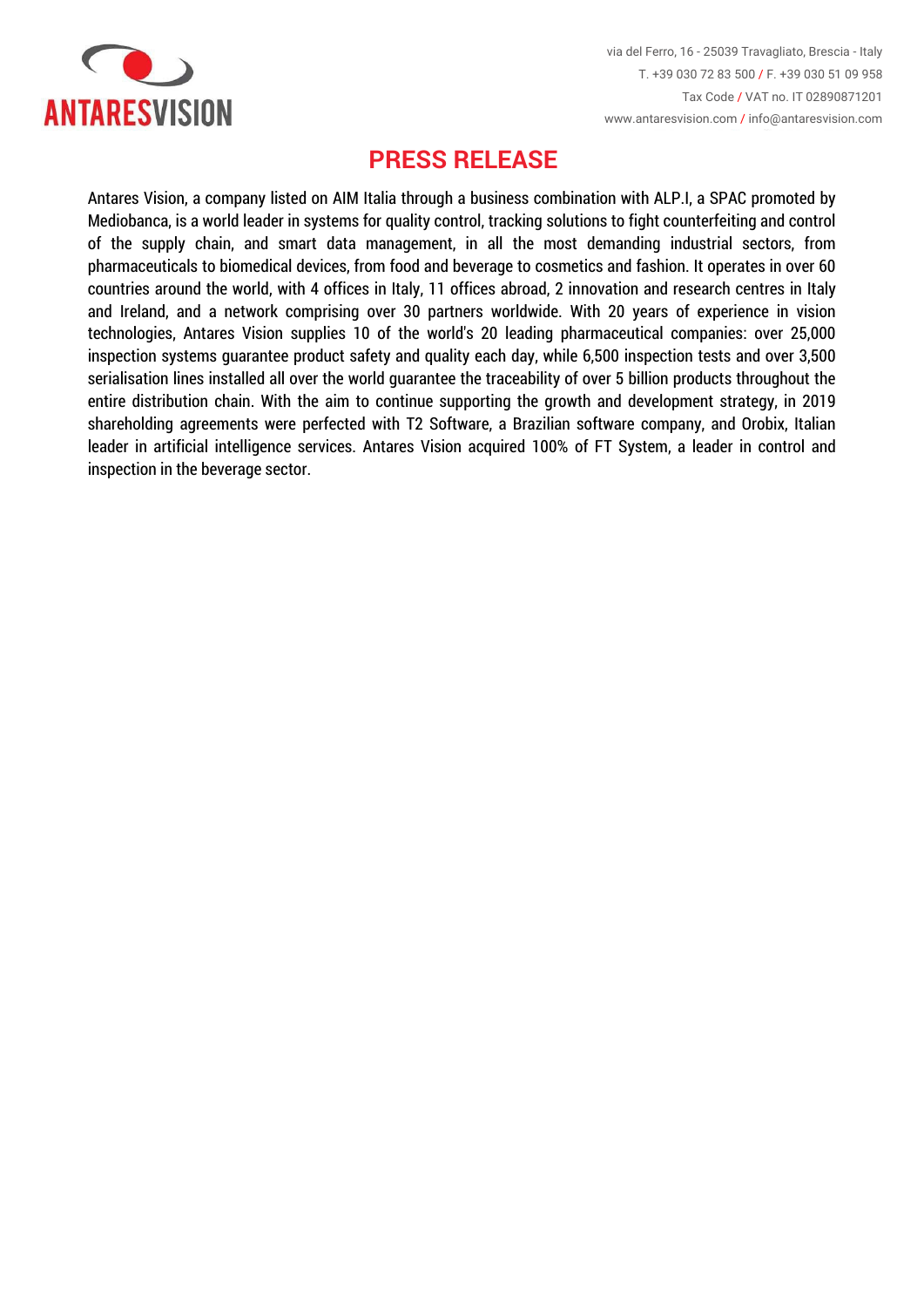# PRESS RELEASE

Antares Vision, a company listed on AIM Italia through a business combination with ALP.I, a SPAC promoted by Mediobanca, is a world leader in systems for quality control, tracking solutions to fight counterfeiting and control of the supply chain, and smart data management, in all the most demanding industrial sectors, from pharmaceuticals to biomedical devices, from food and beverage to cosmetics and fashion. It operates in over 60 countries around the world, with 4 offices in Italy, 11 offices abroad, 2 innovation and research centres in Italy and Ireland, and a network comprising over 30 partners worldwide. With 20 years of experience in vision technologies, Antares Vision supplies 10 of the world's 20 leading pharmaceutical companies: over 25,000 inspection systems guarantee product safety and quality each day, while 6,500 inspection tests and over 3,500 serialisation lines installed all over the world guarantee the traceability of over 5 billion products throughout the entire distribution chain. With the aim to continue supporting the growth and development strategy, in 2019 shareholding agreements were perfected with T2 Software, a Brazilian software company, and Orobix, Italian leader in artificial intelligence services. Antares Vision acquired 100% of FT System, a leader in control and inspection in the beverage sector.